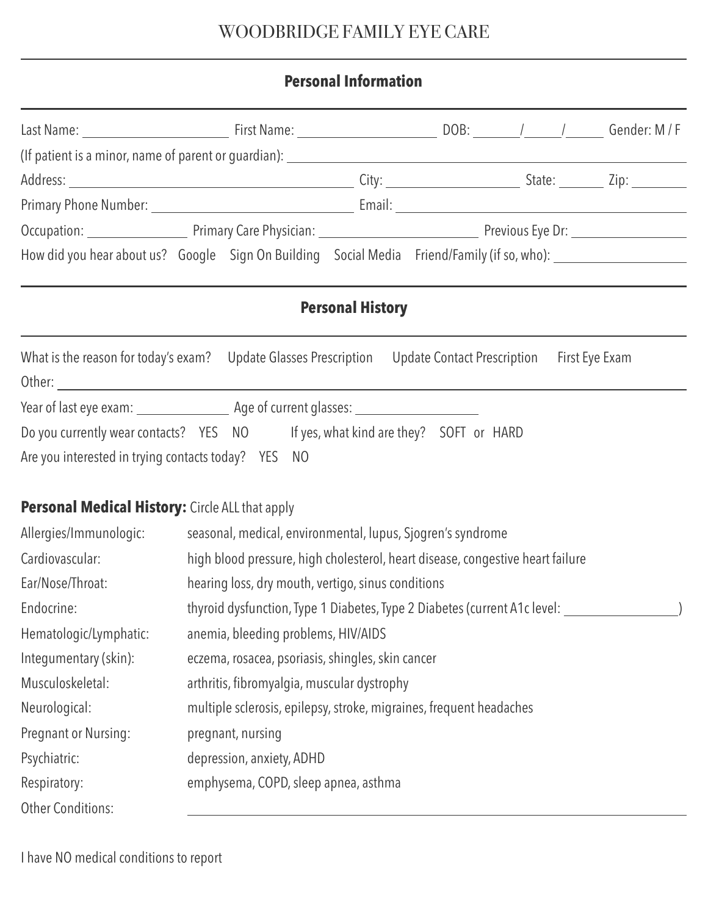# WOODBRIDGE FAMILY EYE CARE

## Personal Information

Last Name: ____________________ First Name: ____________________ DOB: ______/_____/______ Gender: M / F

(If patient is a minor, name of parent or guardian): ______________________________________________

Address: ________________________________________ City: __________________ State: ______ Zip: _______

Primary Phone Number: ______________________________ Email: ________________________________________

Occupation: ______________ Primary Care Physician: ______________________ Previous Eye Dr: ________________

How did you hear about us? Google Sign On Building Social Media Friend/Family (if so, who): __________________

## Personal History

What is the reason for today's exam? Update Glasses Prescription Update Contact Prescription First Eye Exam

Other: ________________________________________________________________________________________

Year of last eye exam: _____________ Age of current glasses: _________________

Do you currently wear contacts? YES NO If yes, what kind are they? SOFT or HARD

Are you interested in trying contacts today? YES NO

**Personal Medical History:** Circle ALL that apply

| | |
|---|---|
| Allergies/Immunologic: | seasonal, medical, environmental, lupus, Sjogren's syndrome |
| Cardiovascular: | high blood pressure, high cholesterol, heart disease, congestive heart failure |
| Ear/Nose/Throat: | hearing loss, dry mouth, vertigo, sinus conditions |
| Endocrine: | thyroid dysfunction, Type 1 Diabetes, Type 2 Diabetes (current A1c level: ________________) |
| Hematologic/Lymphatic: | anemia, bleeding problems, HIV/AIDS |
| Integumentary (skin): | eczema, rosacea, psoriasis, shingles, skin cancer |
| Musculoskeletal: | arthritis, fibromyalgia, muscular dystrophy |
| Neurological: | multiple sclerosis, epilepsy, stroke, migraines, frequent headaches |
| Pregnant or Nursing: | pregnant, nursing |
| Psychiatric: | depression, anxiety, ADHD |
| Respiratory: | emphysema, COPD, sleep apnea, asthma |
| Other Conditions: | ____________________________________________ |

I have NO medical conditions to report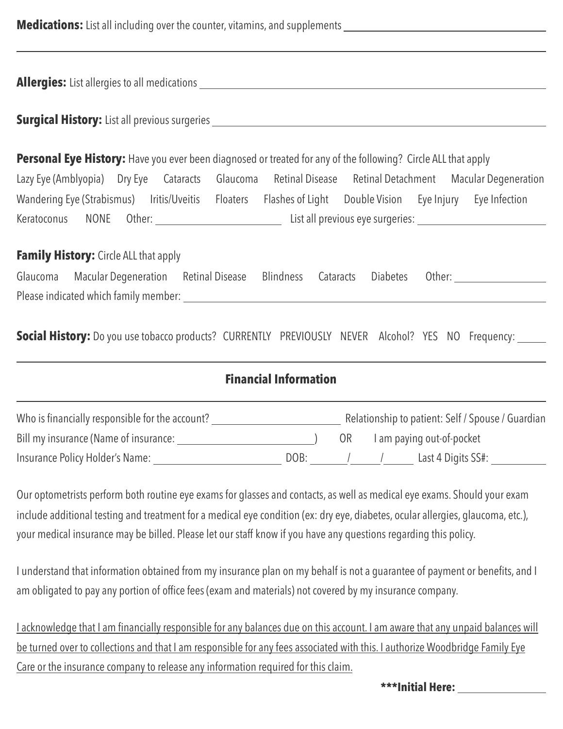**Medications:** List all including over the counter, vitamins, and supplements ____________________________________________

____________________________________________________________________________

**Allergies:** List allergies to all medications ____________________________________________

**Surgical History:** List all previous surgeries ____________________________________________

**Personal Eye History:** Have you ever been diagnosed or treated for any of the following? Circle ALL that apply

Lazy Eye (Amblyopia)    Dry Eye    Cataracts    Glaucoma    Retinal Disease    Retinal Detachment    Macular Degeneration

Wandering Eye (Strabismus)    Iritis/Uveitis    Floaters    Flashes of Light    Double Vision    Eye Injury    Eye Infection

Keratoconus    NONE    Other: ____________________    List all previous eye surgeries: ____________________

**Family History:** Circle ALL that apply

Glaucoma    Macular Degeneration    Retinal Disease    Blindness    Cataracts    Diabetes    Other: ______________

Please indicated which family member: ____________________________________________

**Social History:** Do you use tobacco products?  CURRENTLY    PREVIOUSLY    NEVER    Alcohol?  YES    NO    Frequency: _____

---

### Financial Information

---

Who is financially responsible for the account? ____________________ Relationship to patient: Self / Spouse / Guardian

Bill my insurance (Name of insurance: ____________________)    OR    I am paying out-of-pocket

Insurance Policy Holder's Name: ____________________ DOB: _____/_____/_____ Last 4 Digits SS#: ________

Our optometrists perform both routine eye exams for glasses and contacts, as well as medical eye exams. Should your exam include additional testing and treatment for a medical eye condition (ex: dry eye, diabetes, ocular allergies, glaucoma, etc.), your medical insurance may be billed. Please let our staff know if you have any questions regarding this policy.

I understand that information obtained from my insurance plan on my behalf is not a guarantee of payment or benefits, and I am obligated to pay any portion of office fees (exam and materials) not covered by my insurance company.

<u>I acknowledge that I am financially responsible for any balances due on this account. I am aware that any unpaid balances will be turned over to collections and that I am responsible for any fees associated with this. I authorize Woodbridge Family Eye Care or the insurance company to release any information required for this claim.</u>

**\*\*\*Initial Here:** ______________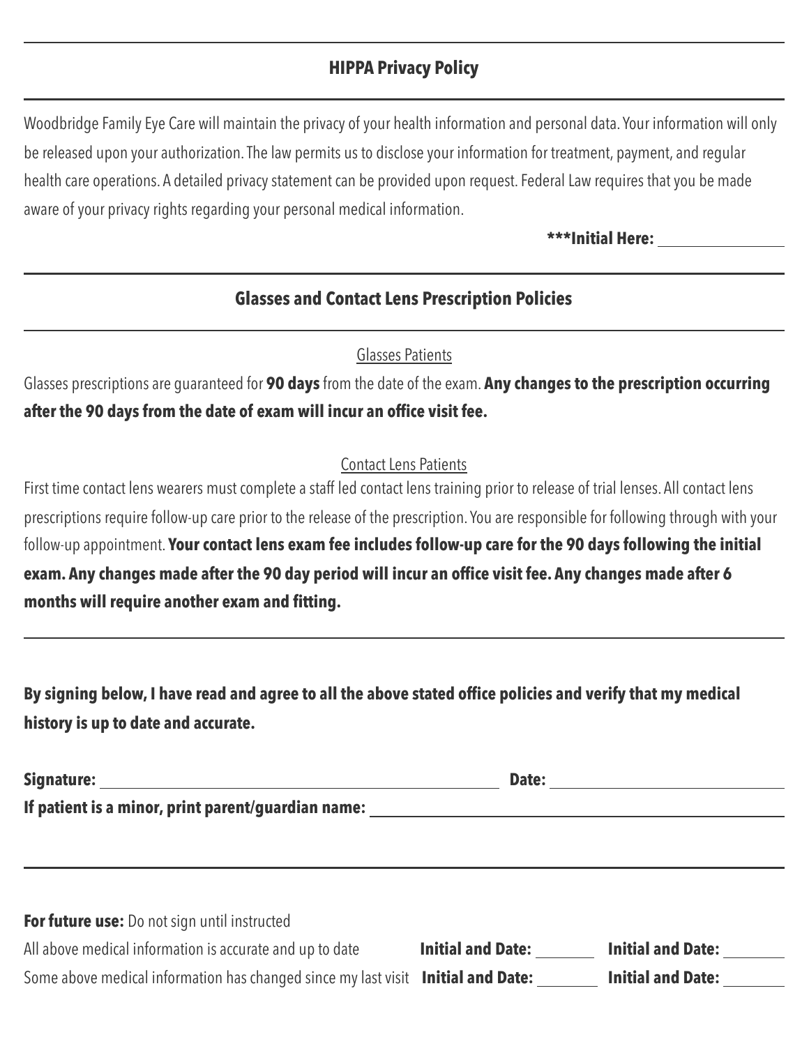## HIPPA Privacy Policy

Woodbridge Family Eye Care will maintain the privacy of your health information and personal data. Your information will only be released upon your authorization. The law permits us to disclose your information for treatment, payment, and regular health care operations. A detailed privacy statement can be provided upon request. Federal Law requires that you be made aware of your privacy rights regarding your personal medical information.

**\*\*\*Initial Here:** ______________

## Glasses and Contact Lens Prescription Policies

### Glasses Patients

Glasses prescriptions are guaranteed for **90 days** from the date of the exam. **Any changes to the prescription occurring after the 90 days from the date of exam will incur an office visit fee.**

### Contact Lens Patients

First time contact lens wearers must complete a staff led contact lens training prior to release of trial lenses. All contact lens prescriptions require follow-up care prior to the release of the prescription. You are responsible for following through with your follow-up appointment. **Your contact lens exam fee includes follow-up care for the 90 days following the initial exam. Any changes made after the 90 day period will incur an office visit fee. Any changes made after 6 months will require another exam and fitting.**

---

**By signing below, I have read and agree to all the above stated office policies and verify that my medical history is up to date and accurate.**

**Signature:** ______________________________ **Date:** ______________

**If patient is a minor, print parent/guardian name:** ______________________________

---

**For future use:** Do not sign until instructed

| | | |
|---|---|---|
| All above medical information is accurate and up to date | **Initial and Date:** ________ | **Initial and Date:** ________ |
| Some above medical information has changed since my last visit | **Initial and Date:** ________ | **Initial and Date:** ________ |